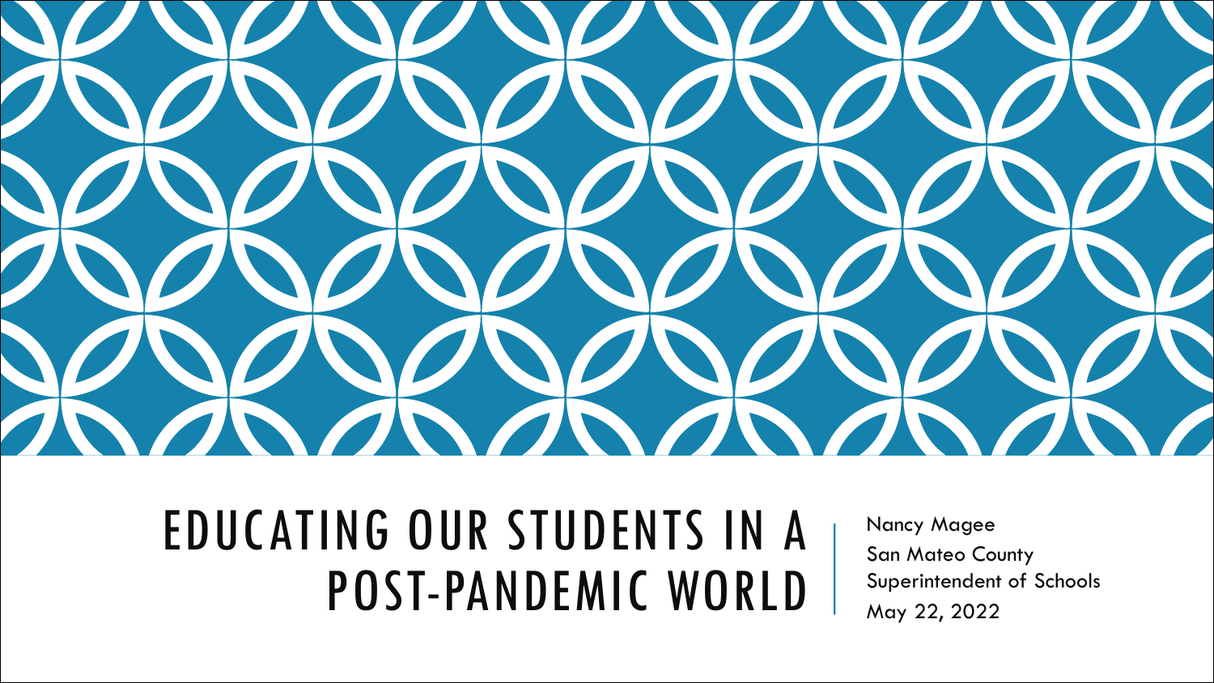# EDUCATING OUR STUDENTS IN A POST-PANDEMIC WORLD

Nancy Magee

San Mateo County

Superintendent of Schools

May 22, 2022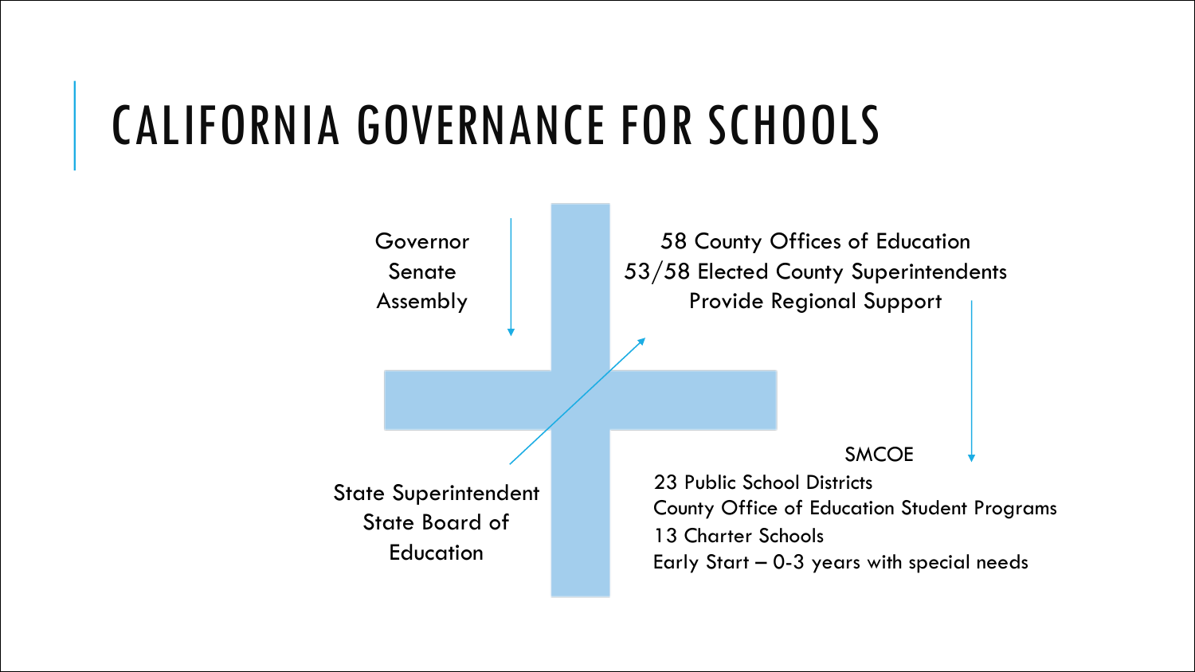# CALIFORNIA GOVERNANCE FOR SCHOOLS

Governor
Senate
Assembly

58 County Offices of Education
53/58 Elected County Superintendents
Provide Regional Support

State Superintendent
State Board of Education

SMCOE

23 Public School Districts
County Office of Education Student Programs
13 Charter Schools
Early Start – 0-3 years with special needs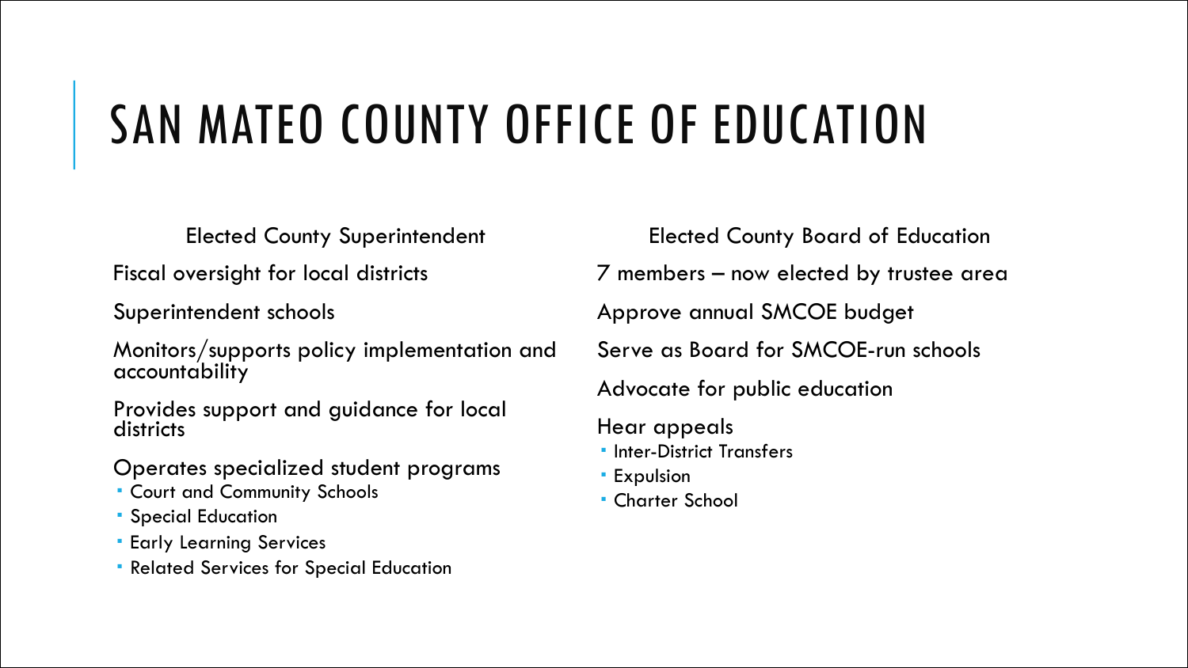# SAN MATEO COUNTY OFFICE OF EDUCATION

### Elected County Superintendent

Fiscal oversight for local districts

Superintendent schools

Monitors/supports policy implementation and accountability

Provides support and guidance for local districts

Operates specialized student programs

- Court and Community Schools
- Special Education
- Early Learning Services
- Related Services for Special Education

### Elected County Board of Education

7 members – now elected by trustee area

Approve annual SMCOE budget

Serve as Board for SMCOE-run schools

Advocate for public education

Hear appeals

- Inter-District Transfers
- Expulsion
- Charter School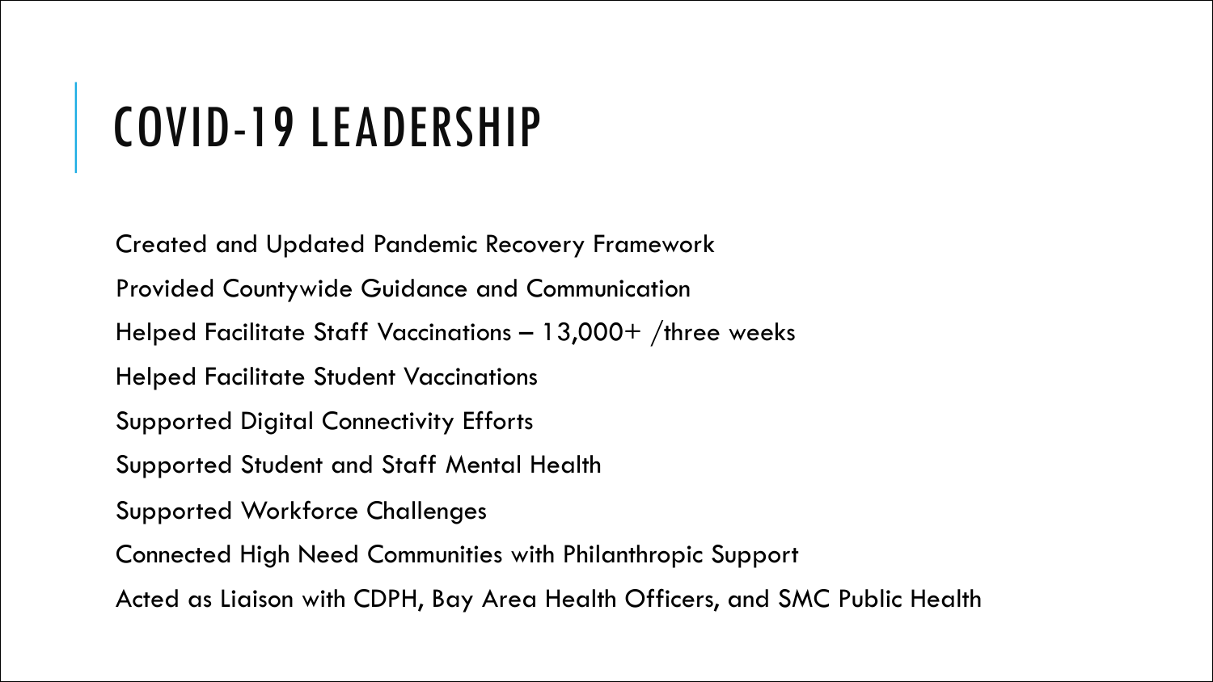# COVID-19 LEADERSHIP

Created and Updated Pandemic Recovery Framework

Provided Countywide Guidance and Communication

Helped Facilitate Staff Vaccinations – 13,000+ /three weeks

Helped Facilitate Student Vaccinations

Supported Digital Connectivity Efforts

Supported Student and Staff Mental Health

Supported Workforce Challenges

Connected High Need Communities with Philanthropic Support

Acted as Liaison with CDPH, Bay Area Health Officers, and SMC Public Health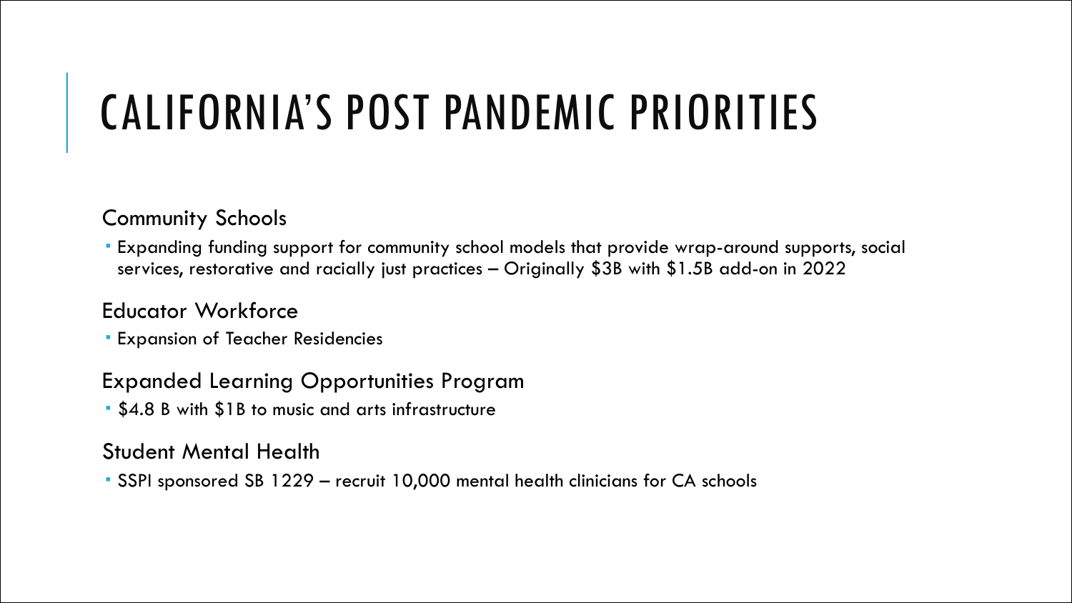# CALIFORNIA'S POST PANDEMIC PRIORITIES

## Community Schools

- Expanding funding support for community school models that provide wrap-around supports, social services, restorative and racially just practices – Originally $3B with $1.5B add-on in 2022

## Educator Workforce

- Expansion of Teacher Residencies

## Expanded Learning Opportunities Program

- $4.8 B with $1B to music and arts infrastructure

## Student Mental Health

- SSPI sponsored SB 1229 – recruit 10,000 mental health clinicians for CA schools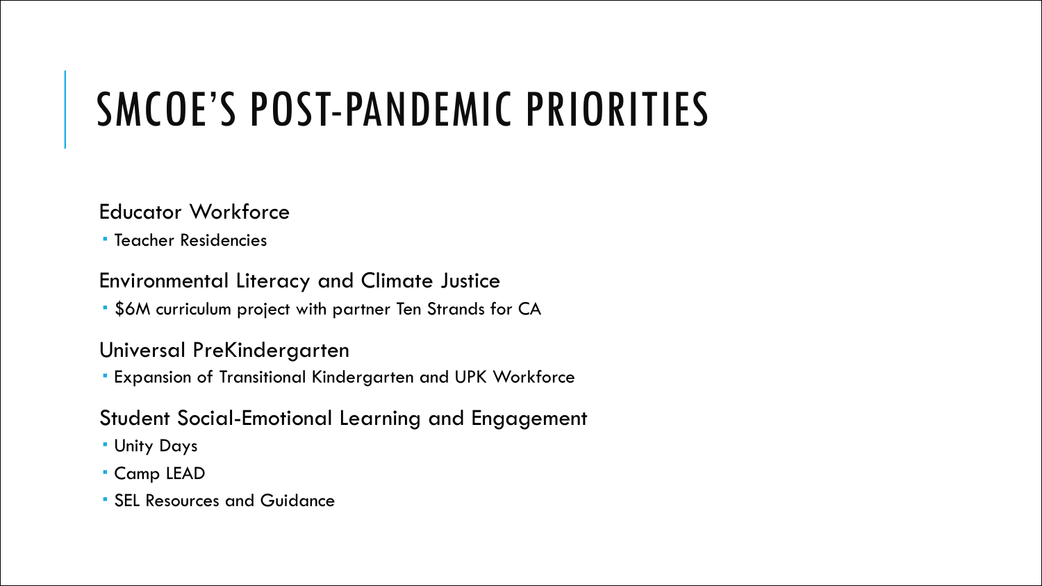# SMCOE'S POST-PANDEMIC PRIORITIES

Educator Workforce

- Teacher Residencies

Environmental Literacy and Climate Justice

- $6M curriculum project with partner Ten Strands for CA

Universal PreKindergarten

- Expansion of Transitional Kindergarten and UPK Workforce

Student Social-Emotional Learning and Engagement

- Unity Days
- Camp LEAD
- SEL Resources and Guidance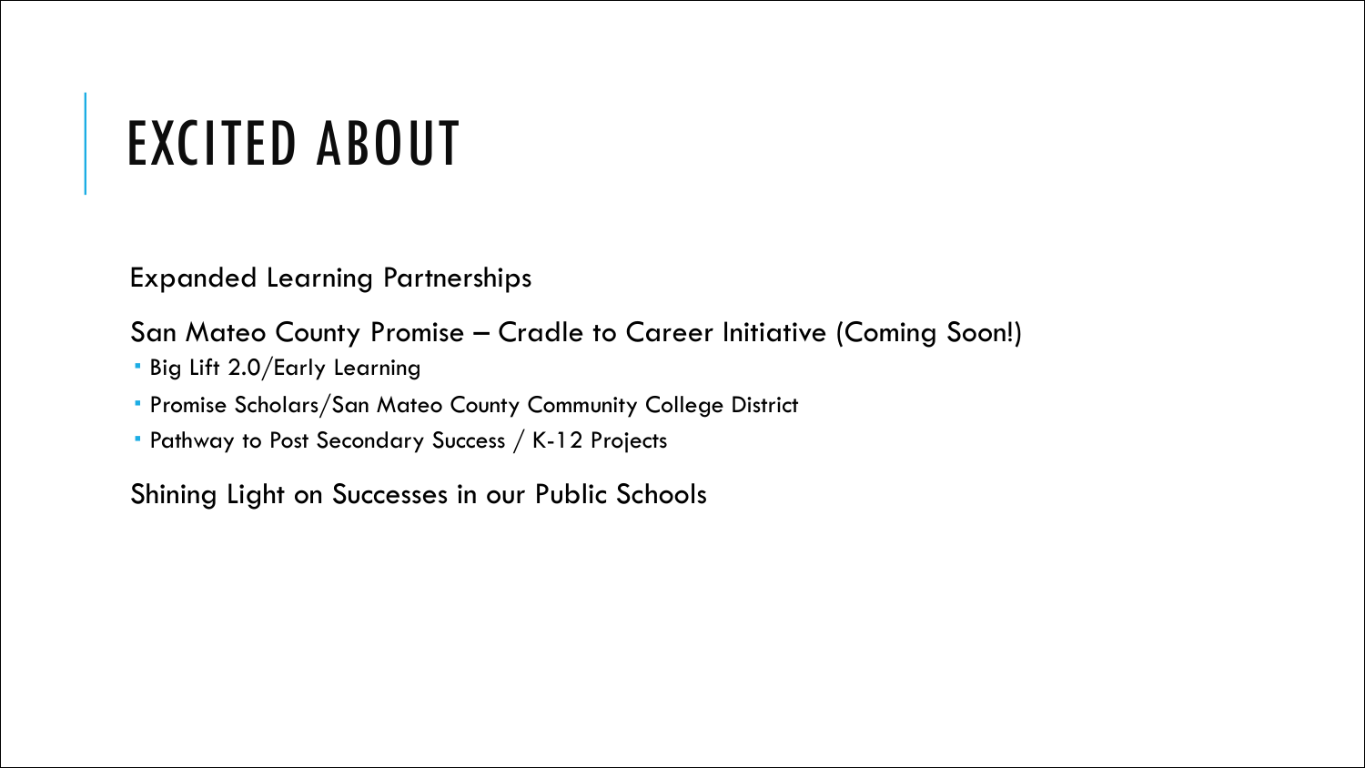# EXCITED ABOUT

Expanded Learning Partnerships

San Mateo County Promise – Cradle to Career Initiative (Coming Soon!)

- Big Lift 2.0/Early Learning
- Promise Scholars/San Mateo County Community College District
- Pathway to Post Secondary Success / K-12 Projects

Shining Light on Successes in our Public Schools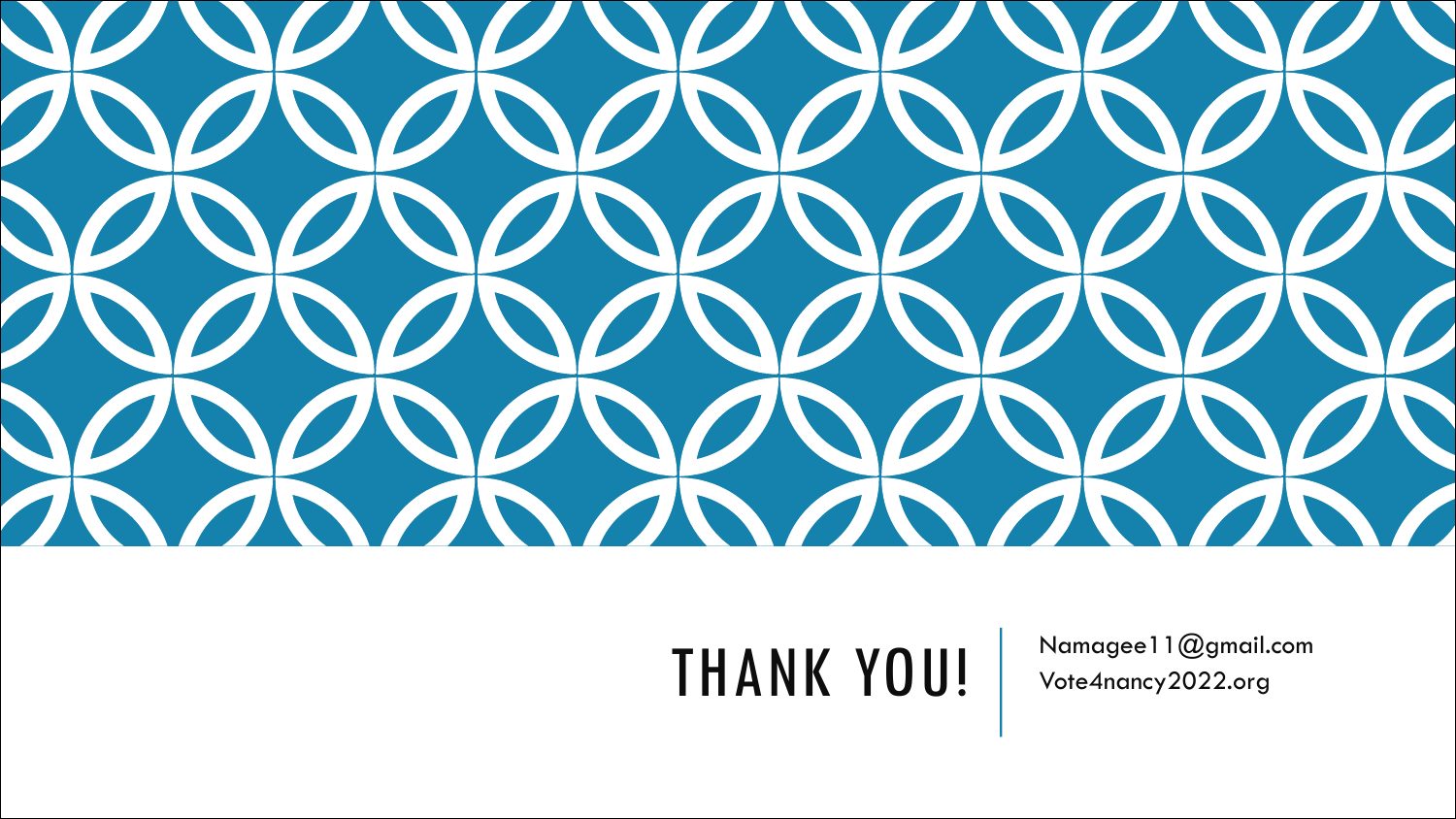# THANK YOU!

Namagee11@gmail.com
Vote4nancy2022.org